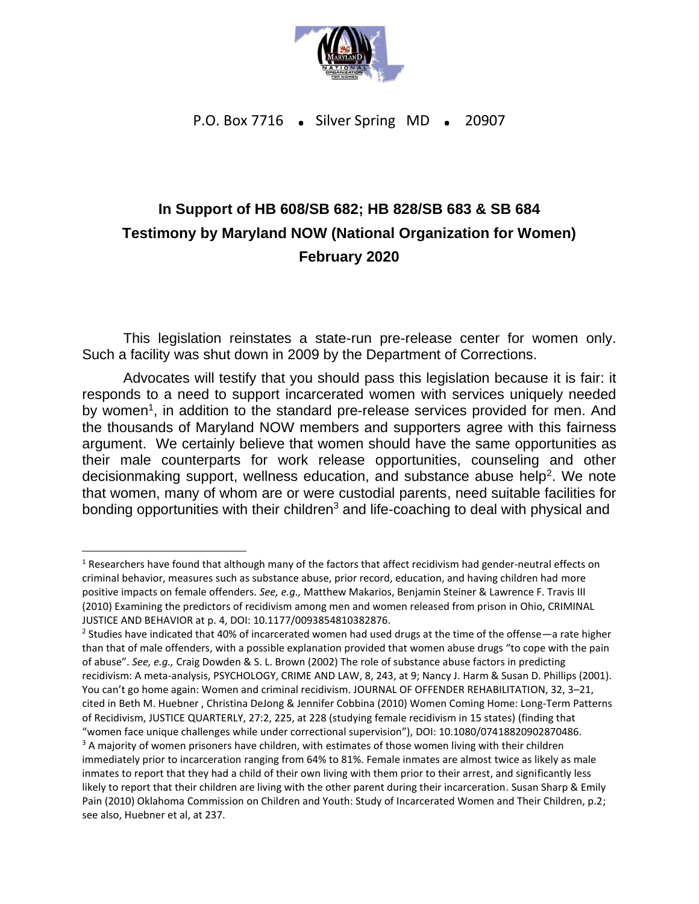P.O. Box 7716 • Silver Spring MD • 20907

## In Support of HB 608/SB 682; HB 828/SB 683 & SB 684
## Testimony by Maryland NOW (National Organization for Women)
## February 2020

This legislation reinstates a state-run pre-release center for women only. Such a facility was shut down in 2009 by the Department of Corrections.

Advocates will testify that you should pass this legislation because it is fair: it responds to a need to support incarcerated women with services uniquely needed by women[1], in addition to the standard pre-release services provided for men. And the thousands of Maryland NOW members and supporters agree with this fairness argument. We certainly believe that women should have the same opportunities as their male counterparts for work release opportunities, counseling and other decisionmaking support, wellness education, and substance abuse help[2]. We note that women, many of whom are or were custodial parents, need suitable facilities for bonding opportunities with their children[3] and life-coaching to deal with physical and

---

[1] Researchers have found that although many of the factors that affect recidivism had gender-neutral effects on criminal behavior, measures such as substance abuse, prior record, education, and having children had more positive impacts on female offenders. *See, e.g.,* Matthew Makarios, Benjamin Steiner & Lawrence F. Travis III (2010) Examining the predictors of recidivism among men and women released from prison in Ohio, CRIMINAL JUSTICE AND BEHAVIOR at p. 4, DOI: 10.1177/0093854810382876.

[2] Studies have indicated that 40% of incarcerated women had used drugs at the time of the offense—a rate higher than that of male offenders, with a possible explanation provided that women abuse drugs "to cope with the pain of abuse". *See, e.g.,* Craig Dowden & S. L. Brown (2002) The role of substance abuse factors in predicting recidivism: A meta-analysis, PSYCHOLOGY, CRIME AND LAW, 8, 243, at 9; Nancy J. Harm & Susan D. Phillips (2001). You can't go home again: Women and criminal recidivism. JOURNAL OF OFFENDER REHABILITATION, 32, 3–21, cited in Beth M. Huebner , Christina DeJong & Jennifer Cobbina (2010) Women Coming Home: Long-Term Patterns of Recidivism, JUSTICE QUARTERLY, 27:2, 225, at 228 (studying female recidivism in 15 states) (finding that "women face unique challenges while under correctional supervision"), DOI: 10.1080/07418820902870486.

[3] A majority of women prisoners have children, with estimates of those women living with their children immediately prior to incarceration ranging from 64% to 81%. Female inmates are almost twice as likely as male inmates to report that they had a child of their own living with them prior to their arrest, and significantly less likely to report that their children are living with the other parent during their incarceration. Susan Sharp & Emily Pain (2010) Oklahoma Commission on Children and Youth: Study of Incarcerated Women and Their Children, p.2; see also, Huebner et al, at 237.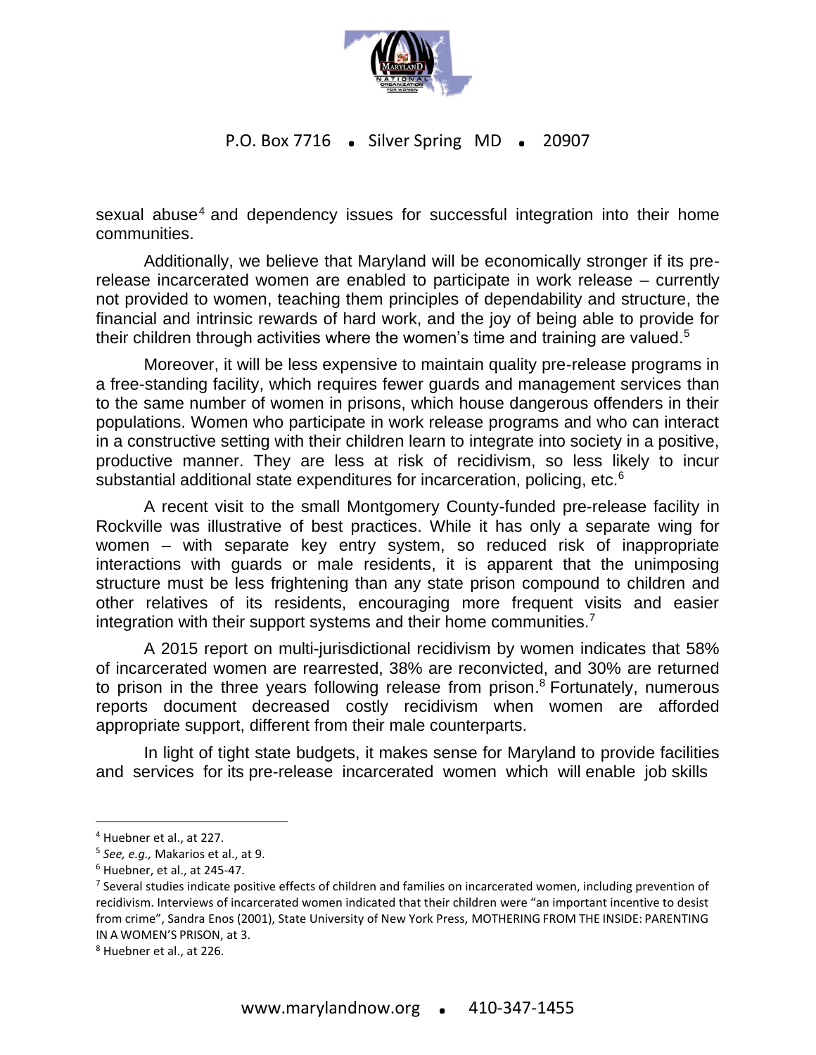sexual abuse[4] and dependency issues for successful integration into their home communities.

Additionally, we believe that Maryland will be economically stronger if its pre-release incarcerated women are enabled to participate in work release – currently not provided to women, teaching them principles of dependability and structure, the financial and intrinsic rewards of hard work, and the joy of being able to provide for their children through activities where the women's time and training are valued.[5]

Moreover, it will be less expensive to maintain quality pre-release programs in a free-standing facility, which requires fewer guards and management services than to the same number of women in prisons, which house dangerous offenders in their populations. Women who participate in work release programs and who can interact in a constructive setting with their children learn to integrate into society in a positive, productive manner. They are less at risk of recidivism, so less likely to incur substantial additional state expenditures for incarceration, policing, etc.[6]

A recent visit to the small Montgomery County-funded pre-release facility in Rockville was illustrative of best practices. While it has only a separate wing for women – with separate key entry system, so reduced risk of inappropriate interactions with guards or male residents, it is apparent that the unimposing structure must be less frightening than any state prison compound to children and other relatives of its residents, encouraging more frequent visits and easier integration with their support systems and their home communities.[7]

A 2015 report on multi-jurisdictional recidivism by women indicates that 58% of incarcerated women are rearrested, 38% are reconvicted, and 30% are returned to prison in the three years following release from prison.[8] Fortunately, numerous reports document decreased costly recidivism when women are afforded appropriate support, different from their male counterparts.

In light of tight state budgets, it makes sense for Maryland to provide facilities and services for its pre-release incarcerated women which will enable job skills

---

[4] Huebner et al., at 227.

[5] *See, e.g.,* Makarios et al., at 9.

[6] Huebner, et al., at 245-47.

[7] Several studies indicate positive effects of children and families on incarcerated women, including prevention of recidivism. Interviews of incarcerated women indicated that their children were "an important incentive to desist from crime", Sandra Enos (2001), State University of New York Press, MOTHERING FROM THE INSIDE: PARENTING IN A WOMEN'S PRISON, at 3.

[8] Huebner et al., at 226.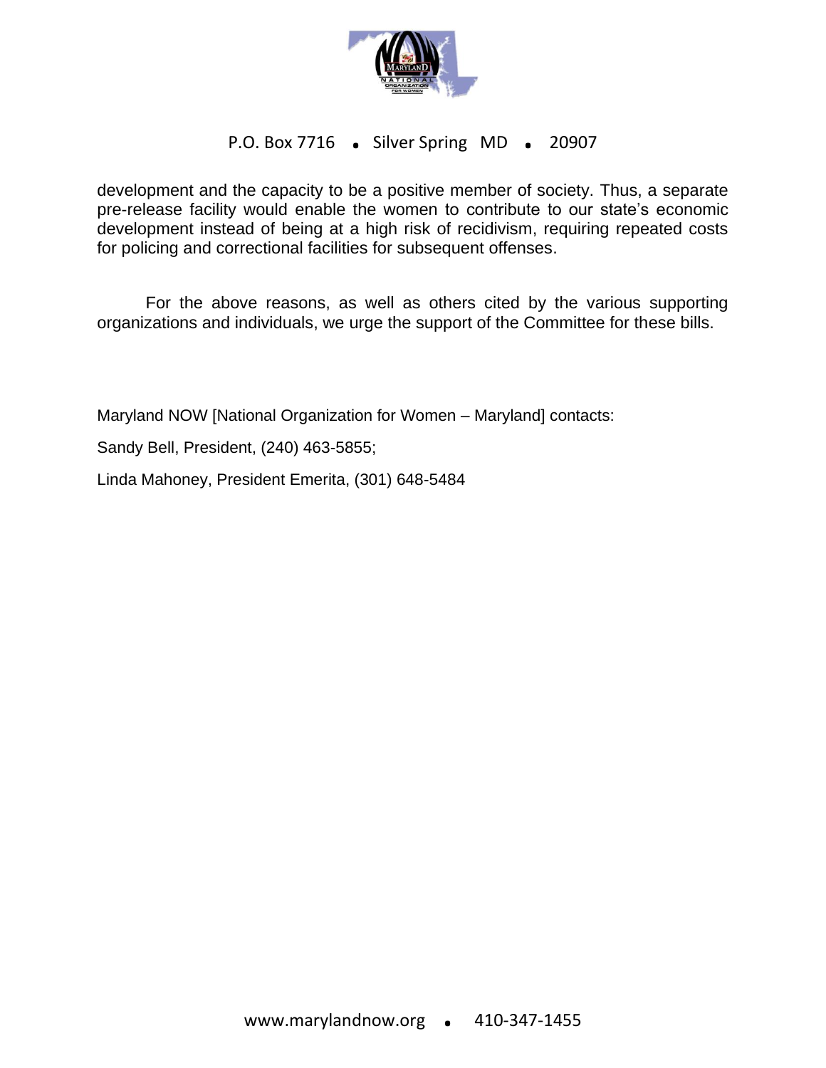development and the capacity to be a positive member of society. Thus, a separate pre-release facility would enable the women to contribute to our state's economic development instead of being at a high risk of recidivism, requiring repeated costs for policing and correctional facilities for subsequent offenses.

For the above reasons, as well as others cited by the various supporting organizations and individuals, we urge the support of the Committee for these bills.

Maryland NOW [National Organization for Women – Maryland] contacts:

Sandy Bell, President, (240) 463-5855;

Linda Mahoney, President Emerita, (301) 648-5484